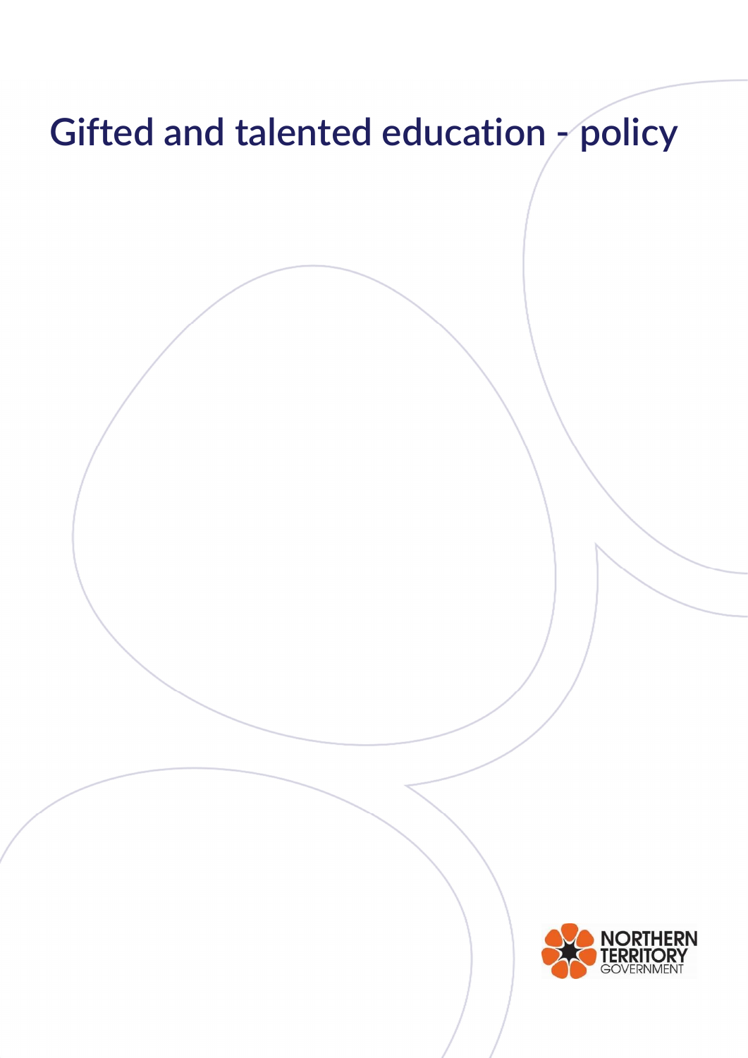# Gifted and talented education - policy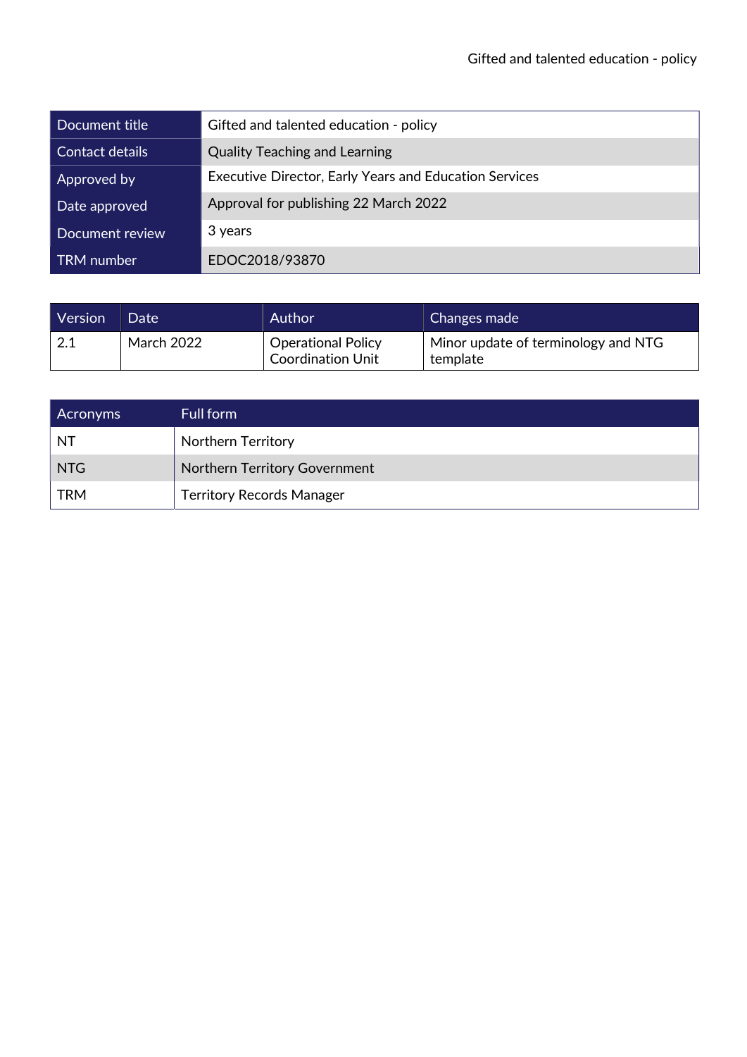| Document title | Gifted and talented education - policy |
|---|---|
| Contact details | Quality Teaching and Learning |
| Approved by | Executive Director, Early Years and Education Services |
| Date approved | Approval for publishing 22 March 2022 |
| Document review | 3 years |
| TRM number | EDOC2018/93870 |

| Version | Date | Author | Changes made |
|---|---|---|---|
| 2.1 | March 2022 | Operational Policy Coordination Unit | Minor update of terminology and NTG template |

| Acronyms | Full form |
|---|---|
| NT | Northern Territory |
| NTG | Northern Territory Government |
| TRM | Territory Records Manager |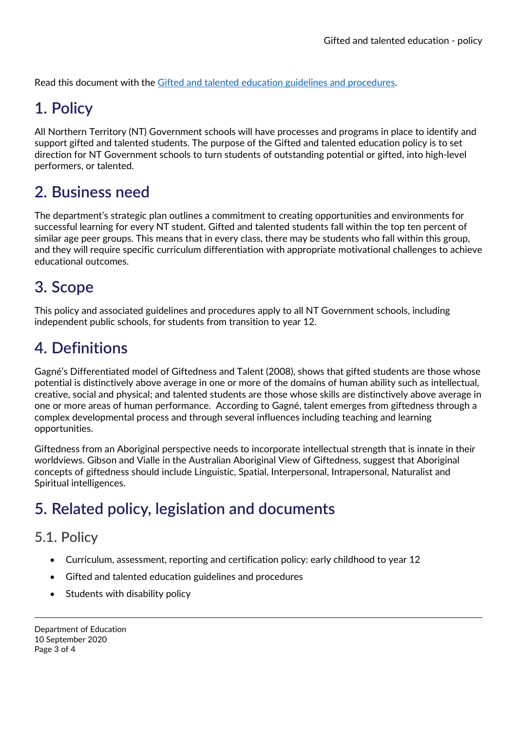Read this document with the [Gifted and talented education guidelines and procedures](Gifted and talented education guidelines and procedures).

# 1. Policy

All Northern Territory (NT) Government schools will have processes and programs in place to identify and support gifted and talented students. The purpose of the Gifted and talented education policy is to set direction for NT Government schools to turn students of outstanding potential or gifted, into high-level performers, or talented.

# 2. Business need

The department's strategic plan outlines a commitment to creating opportunities and environments for successful learning for every NT student. Gifted and talented students fall within the top ten percent of similar age peer groups. This means that in every class, there may be students who fall within this group, and they will require specific curriculum differentiation with appropriate motivational challenges to achieve educational outcomes.

# 3. Scope

This policy and associated guidelines and procedures apply to all NT Government schools, including independent public schools, for students from transition to year 12.

# 4. Definitions

Gagné's Differentiated model of Giftedness and Talent (2008), shows that gifted students are those whose potential is distinctively above average in one or more of the domains of human ability such as intellectual, creative, social and physical; and talented students are those whose skills are distinctively above average in one or more areas of human performance. According to Gagné, talent emerges from giftedness through a complex developmental process and through several influences including teaching and learning opportunities.

Giftedness from an Aboriginal perspective needs to incorporate intellectual strength that is innate in their worldviews. Gibson and Vialle in the Australian Aboriginal View of Giftedness, suggest that Aboriginal concepts of giftedness should include Linguistic, Spatial, Interpersonal, Intrapersonal, Naturalist and Spiritual intelligences.

# 5. Related policy, legislation and documents

## 5.1. Policy

- Curriculum, assessment, reporting and certification policy: early childhood to year 12
- Gifted and talented education guidelines and procedures
- Students with disability policy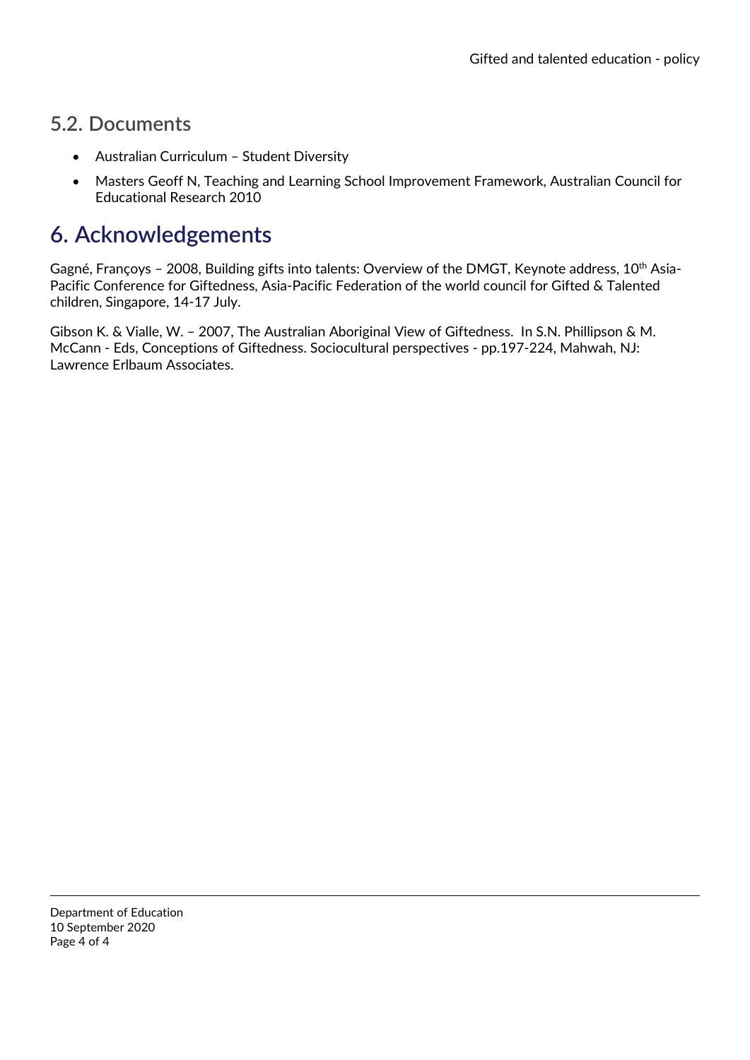## 5.2. Documents

- Australian Curriculum – Student Diversity
- Masters Geoff N, Teaching and Learning School Improvement Framework, Australian Council for Educational Research 2010

# 6. Acknowledgements

Gagné, Françoys – 2008, Building gifts into talents: Overview of the DMGT, Keynote address, 10th Asia-Pacific Conference for Giftedness, Asia-Pacific Federation of the world council for Gifted & Talented children, Singapore, 14-17 July.

Gibson K. & Vialle, W. – 2007, The Australian Aboriginal View of Giftedness. In S.N. Phillipson & M. McCann - Eds, Conceptions of Giftedness. Sociocultural perspectives - pp.197-224, Mahwah, NJ: Lawrence Erlbaum Associates.

Department of Education
10 September 2020